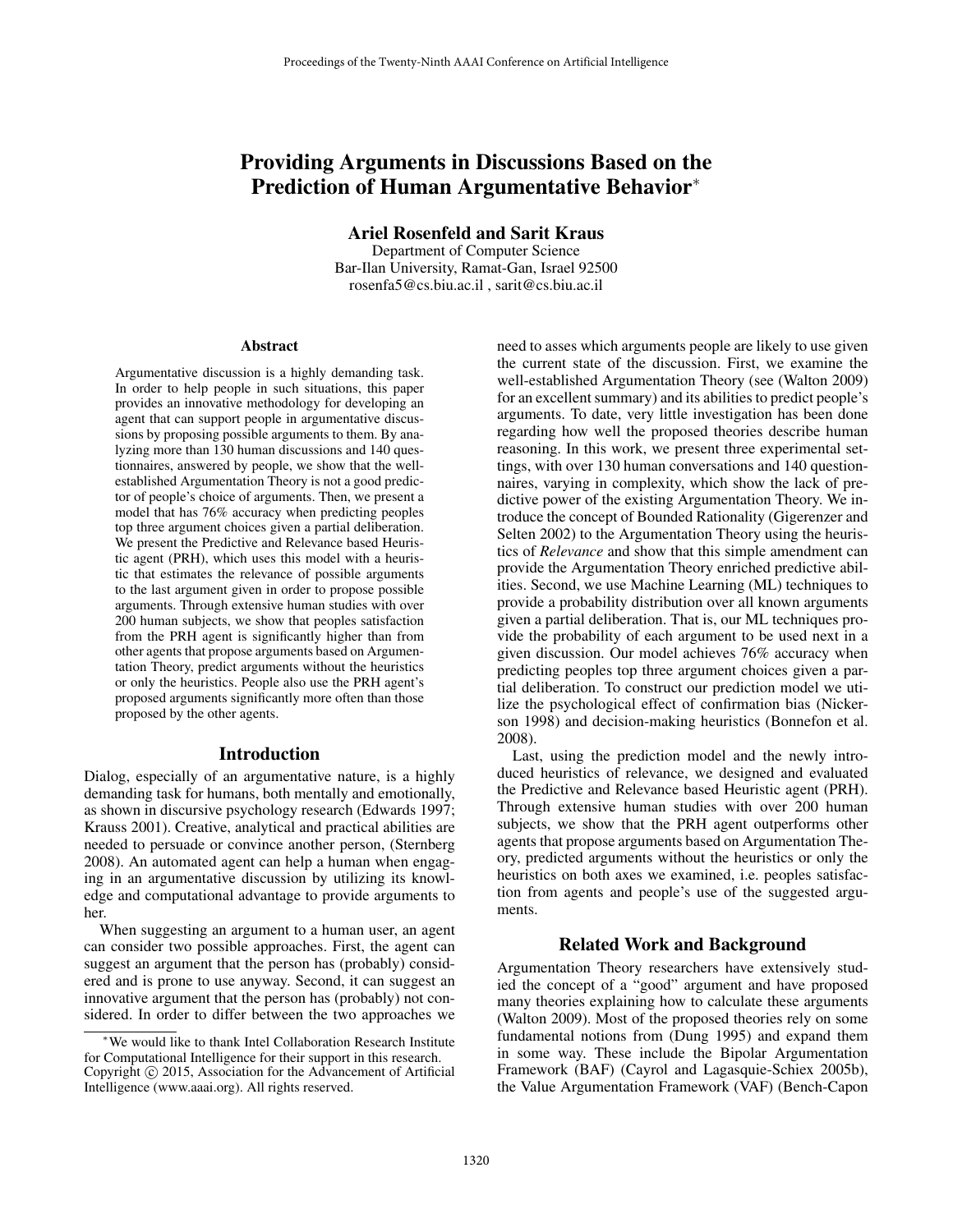# Providing Arguments in Discussions Based on the Prediction of Human Argumentative Behavior*

**Ariel Rosenfeld and Sarit Kraus**
Department of Computer Science
Bar-Ilan University, Ramat-Gan, Israel 92500
rosenfa5@cs.biu.ac.il , sarit@cs.biu.ac.il

### Abstract

Argumentative discussion is a highly demanding task. In order to help people in such situations, this paper provides an innovative methodology for developing an agent that can support people in argumentative discussions by proposing possible arguments to them. By analyzing more than 130 human discussions and 140 questionnaires, answered by people, we show that the well-established Argumentation Theory is not a good predictor of people's choice of arguments. Then, we present a model that has 76% accuracy when predicting peoples top three argument choices given a partial deliberation. We present the Predictive and Relevance based Heuristic agent (PRH), which uses this model with a heuristic that estimates the relevance of possible arguments to the last argument given in order to propose possible arguments. Through extensive human studies with over 200 human subjects, we show that peoples satisfaction from the PRH agent is significantly higher than from other agents that propose arguments based on Argumentation Theory, predict arguments without the heuristics or only the heuristics. People also use the PRH agent's proposed arguments significantly more often than those proposed by the other agents.

## Introduction

Dialog, especially of an argumentative nature, is a highly demanding task for humans, both mentally and emotionally, as shown in discursive psychology research (Edwards 1997; Krauss 2001). Creative, analytical and practical abilities are needed to persuade or convince another person, (Sternberg 2008). An automated agent can help a human when engaging in an argumentative discussion by utilizing its knowledge and computational advantage to provide arguments to her.

When suggesting an argument to a human user, an agent can consider two possible approaches. First, the agent can suggest an argument that the person has (probably) considered and is prone to use anyway. Second, it can suggest an innovative argument that the person has (probably) not considered. In order to differ between the two approaches we need to asses which arguments people are likely to use given the current state of the discussion. First, we examine the well-established Argumentation Theory (see (Walton 2009) for an excellent summary) and its abilities to predict people's arguments. To date, very little investigation has been done regarding how well the proposed theories describe human reasoning. In this work, we present three experimental settings, with over 130 human conversations and 140 questionnaires, varying in complexity, which show the lack of predictive power of the existing Argumentation Theory. We introduce the concept of Bounded Rationality (Gigerenzer and Selten 2002) to the Argumentation Theory using the heuristics of *Relevance* and show that this simple amendment can provide the Argumentation Theory enriched predictive abilities. Second, we use Machine Learning (ML) techniques to provide a probability distribution over all known arguments given a partial deliberation. That is, our ML techniques provide the probability of each argument to be used next in a given discussion. Our model achieves 76% accuracy when predicting peoples top three argument choices given a partial deliberation. To construct our prediction model we utilize the psychological effect of confirmation bias (Nickerson 1998) and decision-making heuristics (Bonnefon et al. 2008).

Last, using the prediction model and the newly introduced heuristics of relevance, we designed and evaluated the Predictive and Relevance based Heuristic agent (PRH). Through extensive human studies with over 200 human subjects, we show that the PRH agent outperforms other agents that propose arguments based on Argumentation Theory, predicted arguments without the heuristics or only the heuristics on both axes we examined, i.e. peoples satisfaction from agents and people's use of the suggested arguments.

## Related Work and Background

Argumentation Theory researchers have extensively studied the concept of a "good" argument and have proposed many theories explaining how to calculate these arguments (Walton 2009). Most of the proposed theories rely on some fundamental notions from (Dung 1995) and expand them in some way. These include the Bipolar Argumentation Framework (BAF) (Cayrol and Lagasquie-Schiex 2005b), the Value Argumentation Framework (VAF) (Bench-Capon

---

*We would like to thank Intel Collaboration Research Institute for Computational Intelligence for their support in this research.
Copyright © 2015, Association for the Advancement of Artificial Intelligence (www.aaai.org). All rights reserved.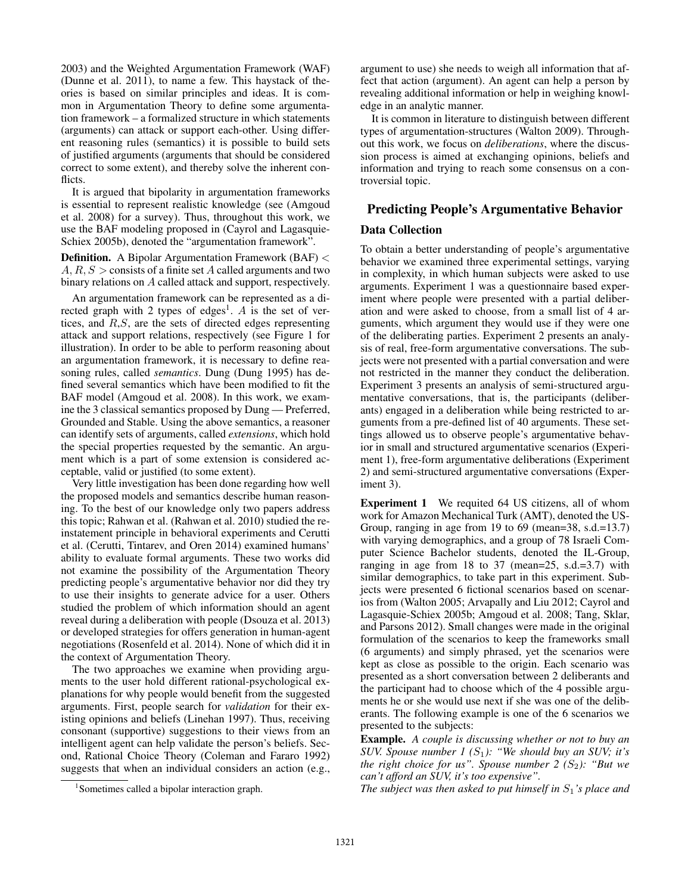2003) and the Weighted Argumentation Framework (WAF) (Dunne et al. 2011), to name a few. This haystack of theories is based on similar principles and ideas. It is common in Argumentation Theory to define some argumentation framework – a formalized structure in which statements (arguments) can attack or support each-other. Using different reasoning rules (semantics) it is possible to build sets of justified arguments (arguments that should be considered correct to some extent), and thereby solve the inherent conflicts.

It is argued that bipolarity in argumentation frameworks is essential to represent realistic knowledge (see (Amgoud et al. 2008) for a survey). Thus, throughout this work, we use the BAF modeling proposed in (Cayrol and Lagasquie-Schiex 2005b), denoted the "argumentation framework".

**Definition.** A Bipolar Argumentation Framework (BAF) $< A, R, S >$ consists of a finite set $A$ called arguments and two binary relations on $A$ called attack and support, respectively.

An argumentation framework can be represented as a directed graph with 2 types of edges[1]. $A$ is the set of vertices, and $R$,$S$, are the sets of directed edges representing attack and support relations, respectively (see Figure 1 for illustration). In order to be able to perform reasoning about an argumentation framework, it is necessary to define reasoning rules, called *semantics*. Dung (Dung 1995) has defined several semantics which have been modified to fit the BAF model (Amgoud et al. 2008). In this work, we examine the 3 classical semantics proposed by Dung — Preferred, Grounded and Stable. Using the above semantics, a reasoner can identify sets of arguments, called *extensions*, which hold the special properties requested by the semantic. An argument which is a part of some extension is considered acceptable, valid or justified (to some extent).

Very little investigation has been done regarding how well the proposed models and semantics describe human reasoning. To the best of our knowledge only two papers address this topic; Rahwan et al. (Rahwan et al. 2010) studied the reinstatement principle in behavioral experiments and Cerutti et al. (Cerutti, Tintarev, and Oren 2014) examined humans' ability to evaluate formal arguments. These two works did not examine the possibility of the Argumentation Theory predicting people's argumentative behavior nor did they try to use their insights to generate advice for a user. Others studied the problem of which information should an agent reveal during a deliberation with people (Dsouza et al. 2013) or developed strategies for offers generation in human-agent negotiations (Rosenfeld et al. 2014). None of which did it in the context of Argumentation Theory.

The two approaches we examine when providing arguments to the user hold different rational-psychological explanations for why people would benefit from the suggested arguments. First, people search for *validation* for their existing opinions and beliefs (Linehan 1997). Thus, receiving consonant (supportive) suggestions to their views from an intelligent agent can help validate the person's beliefs. Second, Rational Choice Theory (Coleman and Fararo 1992) suggests that when an individual considers an action (e.g., argument to use) she needs to weigh all information that affect that action (argument). An agent can help a person by revealing additional information or help in weighing knowledge in an analytic manner.

[1] Sometimes called a bipolar interaction graph.

It is common in literature to distinguish between different types of argumentation-structures (Walton 2009). Throughout this work, we focus on *deliberations*, where the discussion process is aimed at exchanging opinions, beliefs and information and trying to reach some consensus on a controversial topic.

## Predicting People's Argumentative Behavior

### Data Collection

To obtain a better understanding of people's argumentative behavior we examined three experimental settings, varying in complexity, in which human subjects were asked to use arguments. Experiment 1 was a questionnaire based experiment where people were presented with a partial deliberation and were asked to choose, from a small list of 4 arguments, which argument they would use if they were one of the deliberating parties. Experiment 2 presents an analysis of real, free-form argumentative conversations. The subjects were not presented with a partial conversation and were not restricted in the manner they conduct the deliberation. Experiment 3 presents an analysis of semi-structured argumentative conversations, that is, the participants (deliberants) engaged in a deliberation while being restricted to arguments from a pre-defined list of 40 arguments. These settings allowed us to observe people's argumentative behavior in small and structured argumentative scenarios (Experiment 1), free-form argumentative deliberations (Experiment 2) and semi-structured argumentative conversations (Experiment 3).

**Experiment 1** We requited 64 US citizens, all of whom work for Amazon Mechanical Turk (AMT), denoted the US-Group, ranging in age from 19 to 69 (mean=38, s.d.=13.7) with varying demographics, and a group of 78 Israeli Computer Science Bachelor students, denoted the IL-Group, ranging in age from 18 to 37 (mean=25, s.d.=3.7) with similar demographics, to take part in this experiment. Subjects were presented 6 fictional scenarios based on scenarios from (Walton 2005; Arvapally and Liu 2012; Cayrol and Lagasquie-Schiex 2005b; Amgoud et al. 2008; Tang, Sklar, and Parsons 2012). Small changes were made in the original formulation of the scenarios to keep the frameworks small (6 arguments) and simply phrased, yet the scenarios were kept as close as possible to the origin. Each scenario was presented as a short conversation between 2 deliberants and the participant had to choose which of the 4 possible arguments he or she would use next if she was one of the deliberants. The following example is one of the 6 scenarios we presented to the subjects:

**Example.** *A couple is discussing whether or not to buy an SUV. Spouse number 1 ($S_1$): "We should buy an SUV; it's the right choice for us". Spouse number 2 ($S_2$): "But we can't afford an SUV, it's too expensive".*

*The subject was then asked to put himself in $S_1$'s place and*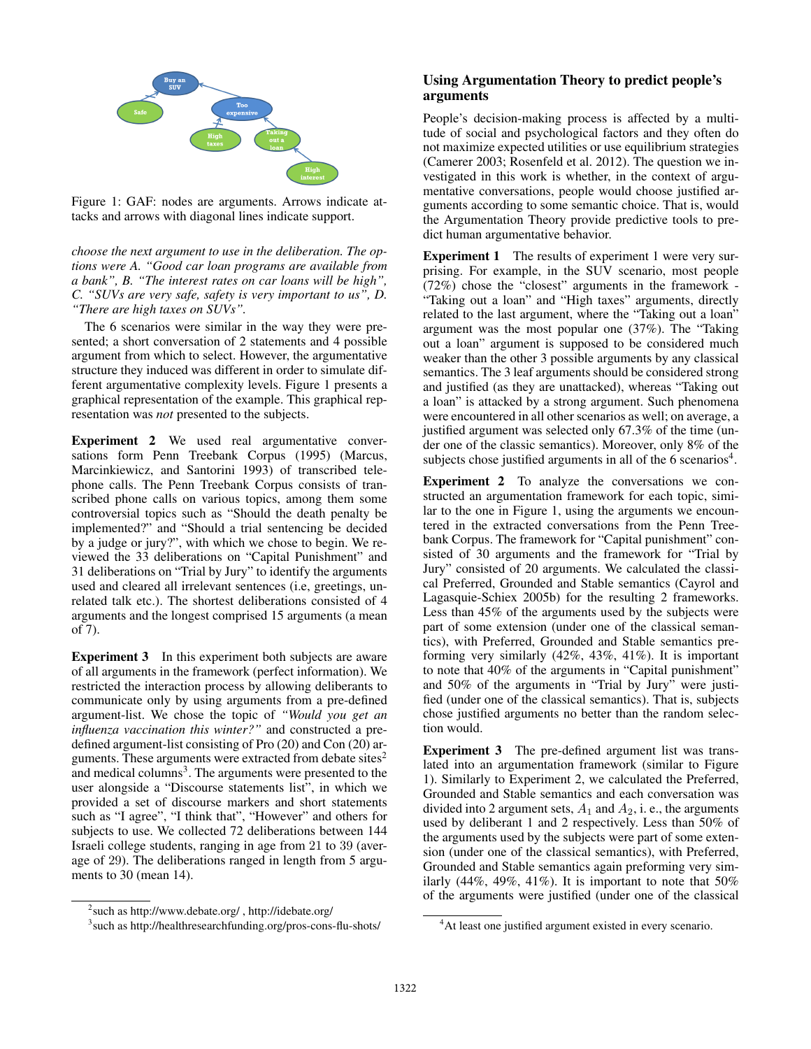Figure 1: GAF: nodes are arguments. Arrows indicate attacks and arrows with diagonal lines indicate support.

*choose the next argument to use in the deliberation. The options were A. "Good car loan programs are available from a bank", B. "The interest rates on car loans will be high", C. "SUVs are very safe, safety is very important to us", D. "There are high taxes on SUVs".*

The 6 scenarios were similar in the way they were presented; a short conversation of 2 statements and 4 possible argument from which to select. However, the argumentative structure they induced was different in order to simulate different argumentative complexity levels. Figure 1 presents a graphical representation of the example. This graphical representation was *not* presented to the subjects.

**Experiment 2** We used real argumentative conversations form Penn Treebank Corpus (1995) (Marcus, Marcinkiewicz, and Santorini 1993) of transcribed telephone calls. The Penn Treebank Corpus consists of transcribed phone calls on various topics, among them some controversial topics such as "Should the death penalty be implemented?" and "Should a trial sentencing be decided by a judge or jury?", with which we chose to begin. We reviewed the 33 deliberations on "Capital Punishment" and 31 deliberations on "Trial by Jury" to identify the arguments used and cleared all irrelevant sentences (i.e, greetings, unrelated talk etc.). The shortest deliberations consisted of 4 arguments and the longest comprised 15 arguments (a mean of 7).

**Experiment 3** In this experiment both subjects are aware of all arguments in the framework (perfect information). We restricted the interaction process by allowing deliberants to communicate only by using arguments from a pre-defined argument-list. We chose the topic of *"Would you get an influenza vaccination this winter?"* and constructed a pre-defined argument-list consisting of Pro (20) and Con (20) arguments. These arguments were extracted from debate sites[2] and medical columns[3]. The arguments were presented to the user alongside a "Discourse statements list", in which we provided a set of discourse markers and short statements such as "I agree", "I think that", "However" and others for subjects to use. We collected 72 deliberations between 144 Israeli college students, ranging in age from 21 to 39 (average of 29). The deliberations ranged in length from 5 arguments to 30 (mean 14).

[2] such as http://www.debate.org/ , http://idebate.org/

[3] such as http://healthresearchfunding.org/pros-cons-flu-shots/

## Using Argumentation Theory to predict people's arguments

People's decision-making process is affected by a multitude of social and psychological factors and they often do not maximize expected utilities or use equilibrium strategies (Camerer 2003; Rosenfeld et al. 2012). The question we investigated in this work is whether, in the context of argumentative conversations, people would choose justified arguments according to some semantic choice. That is, would the Argumentation Theory provide predictive tools to predict human argumentative behavior.

**Experiment 1** The results of experiment 1 were very surprising. For example, in the SUV scenario, most people (72%) chose the "closest" arguments in the framework - "Taking out a loan" and "High taxes" arguments, directly related to the last argument, where the "Taking out a loan" argument was the most popular one (37%). The "Taking out a loan" argument is supposed to be considered much weaker than the other 3 possible arguments by any classical semantics. The 3 leaf arguments should be considered strong and justified (as they are unattacked), whereas "Taking out a loan" is attacked by a strong argument. Such phenomena were encountered in all other scenarios as well; on average, a justified argument was selected only 67.3% of the time (under one of the classic semantics). Moreover, only 8% of the subjects chose justified arguments in all of the 6 scenarios[4].

**Experiment 2** To analyze the conversations we constructed an argumentation framework for each topic, similar to the one in Figure 1, using the arguments we encountered in the extracted conversations from the Penn Treebank Corpus. The framework for "Capital punishment" consisted of 30 arguments and the framework for "Trial by Jury" consisted of 20 arguments. We calculated the classical Preferred, Grounded and Stable semantics (Cayrol and Lagasquie-Schiex 2005b) for the resulting 2 frameworks. Less than 45% of the arguments used by the subjects were part of some extension (under one of the classical semantics), with Preferred, Grounded and Stable semantics preforming very similarly (42%, 43%, 41%). It is important to note that 40% of the arguments in "Capital punishment" and 50% of the arguments in "Trial by Jury" were justified (under one of the classical semantics). That is, subjects chose justified arguments no better than the random selection would.

**Experiment 3** The pre-defined argument list was translated into an argumentation framework (similar to Figure 1). Similarly to Experiment 2, we calculated the Preferred, Grounded and Stable semantics and each conversation was divided into 2 argument sets, $A_1$ and $A_2$, i. e., the arguments used by deliberant 1 and 2 respectively. Less than 50% of the arguments used by the subjects were part of some extension (under one of the classical semantics), with Preferred, Grounded and Stable semantics again preforming very similarly (44%, 49%, 41%). It is important to note that 50% of the arguments were justified (under one of the classical

[4] At least one justified argument existed in every scenario.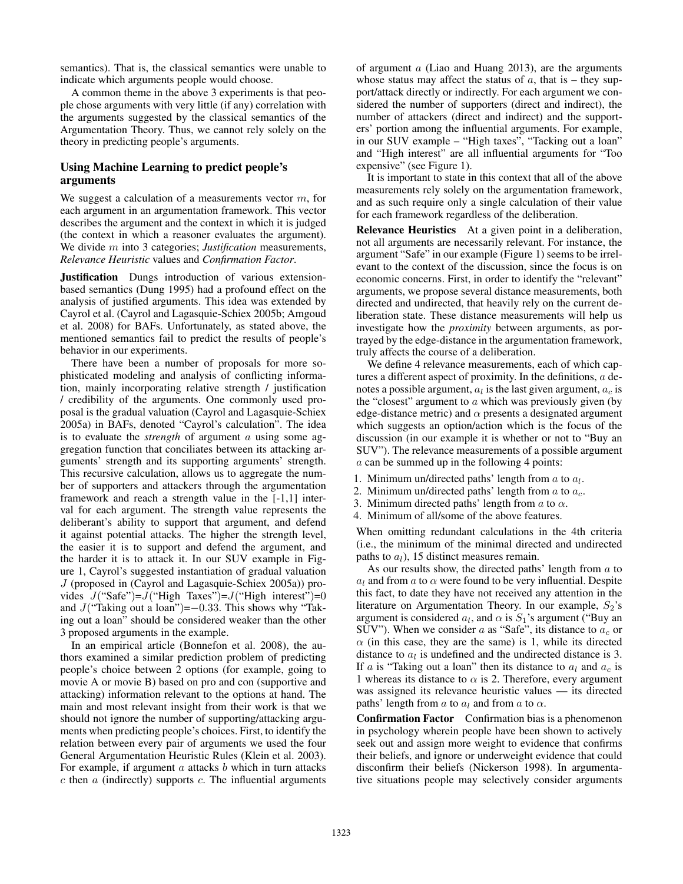semantics). That is, the classical semantics were unable to indicate which arguments people would choose.

A common theme in the above 3 experiments is that people chose arguments with very little (if any) correlation with the arguments suggested by the classical semantics of the Argumentation Theory. Thus, we cannot rely solely on the theory in predicting people's arguments.

## Using Machine Learning to predict people's arguments

We suggest a calculation of a measurements vector $m$, for each argument in an argumentation framework. This vector describes the argument and the context in which it is judged (the context in which a reasoner evaluates the argument). We divide $m$ into 3 categories; *Justification* measurements, *Relevance Heuristic* values and *Confirmation Factor*.

**Justification** Dungs introduction of various extension-based semantics (Dung 1995) had a profound effect on the analysis of justified arguments. This idea was extended by Cayrol et al. (Cayrol and Lagasquie-Schiex 2005b; Amgoud et al. 2008) for BAFs. Unfortunately, as stated above, the mentioned semantics fail to predict the results of people's behavior in our experiments.

There have been a number of proposals for more sophisticated modeling and analysis of conflicting information, mainly incorporating relative strength / justification / credibility of the arguments. One commonly used proposal is the gradual valuation (Cayrol and Lagasquie-Schiex 2005a) in BAFs, denoted "Cayrol's calculation". The idea is to evaluate the *strength* of argument $a$ using some aggregation function that conciliates between its attacking arguments' strength and its supporting arguments' strength. This recursive calculation, allows us to aggregate the number of supporters and attackers through the argumentation framework and reach a strength value in the [-1,1] interval for each argument. The strength value represents the deliberant's ability to support that argument, and defend it against potential attacks. The higher the strength level, the easier it is to support and defend the argument, and the harder it is to attack it. In our SUV example in Figure 1, Cayrol's suggested instantiation of gradual valuation $J$ (proposed in (Cayrol and Lagasquie-Schiex 2005a)) provides $J$("Safe")=$J$("High Taxes")=$J$("High interest")=0 and $J$("Taking out a loan")=$-0.33$. This shows why "Taking out a loan" should be considered weaker than the other 3 proposed arguments in the example.

In an empirical article (Bonnefon et al. 2008), the authors examined a similar prediction problem of predicting people's choice between 2 options (for example, going to movie A or movie B) based on pro and con (supportive and attacking) information relevant to the options at hand. The main and most relevant insight from their work is that we should not ignore the number of supporting/attacking arguments when predicting people's choices. First, to identify the relation between every pair of arguments we used the four General Argumentation Heuristic Rules (Klein et al. 2003). For example, if argument $a$ attacks $b$ which in turn attacks $c$ then $a$ (indirectly) supports $c$. The influential arguments of argument $a$ (Liao and Huang 2013), are the arguments whose status may affect the status of $a$, that is – they support/attack directly or indirectly. For each argument we considered the number of supporters (direct and indirect), the number of attackers (direct and indirect) and the supporters' portion among the influential arguments. For example, in our SUV example – "High taxes", "Tacking out a loan" and "High interest" are all influential arguments for "Too expensive" (see Figure 1).

It is important to state in this context that all of the above measurements rely solely on the argumentation framework, and as such require only a single calculation of their value for each framework regardless of the deliberation.

**Relevance Heuristics** At a given point in a deliberation, not all arguments are necessarily relevant. For instance, the argument "Safe" in our example (Figure 1) seems to be irrelevant to the context of the discussion, since the focus is on economic concerns. First, in order to identify the "relevant" arguments, we propose several distance measurements, both directed and undirected, that heavily rely on the current deliberation state. These distance measurements will help us investigate how the *proximity* between arguments, as portrayed by the edge-distance in the argumentation framework, truly affects the course of a deliberation.

We define 4 relevance measurements, each of which captures a different aspect of proximity. In the definitions, $a$ denotes a possible argument, $a_l$ is the last given argument, $a_c$ is the "closest" argument to $a$ which was previously given (by edge-distance metric) and $\alpha$ presents a designated argument which suggests an option/action which is the focus of the discussion (in our example it is whether or not to "Buy an SUV"). The relevance measurements of a possible argument $a$ can be summed up in the following 4 points:

1. Minimum un/directed paths' length from $a$ to $a_l$.
2. Minimum un/directed paths' length from $a$ to $a_c$.
3. Minimum directed paths' length from $a$ to $\alpha$.
4. Minimum of all/some of the above features.

When omitting redundant calculations in the 4th criteria (i.e., the minimum of the minimal directed and undirected paths to $a_l$), 15 distinct measures remain.

As our results show, the directed paths' length from $a$ to $a_l$ and from $a$ to $\alpha$ were found to be very influential. Despite this fact, to date they have not received any attention in the literature on Argumentation Theory. In our example, $S_2$'s argument is considered $a_l$, and $\alpha$ is $S_1$'s argument ("Buy an SUV"). When we consider $a$ as "Safe", its distance to $a_c$ or $\alpha$ (in this case, they are the same) is 1, while its directed distance to $a_l$ is undefined and the undirected distance is 3. If $a$ is "Taking out a loan" then its distance to $a_l$ and $a_c$ is 1 whereas its distance to $\alpha$ is 2. Therefore, every argument was assigned its relevance heuristic values — its directed paths' length from $a$ to $a_l$ and from $a$ to $\alpha$.

**Confirmation Factor** Confirmation bias is a phenomenon in psychology wherein people have been shown to actively seek out and assign more weight to evidence that confirms their beliefs, and ignore or underweight evidence that could disconfirm their beliefs (Nickerson 1998). In argumentative situations people may selectively consider arguments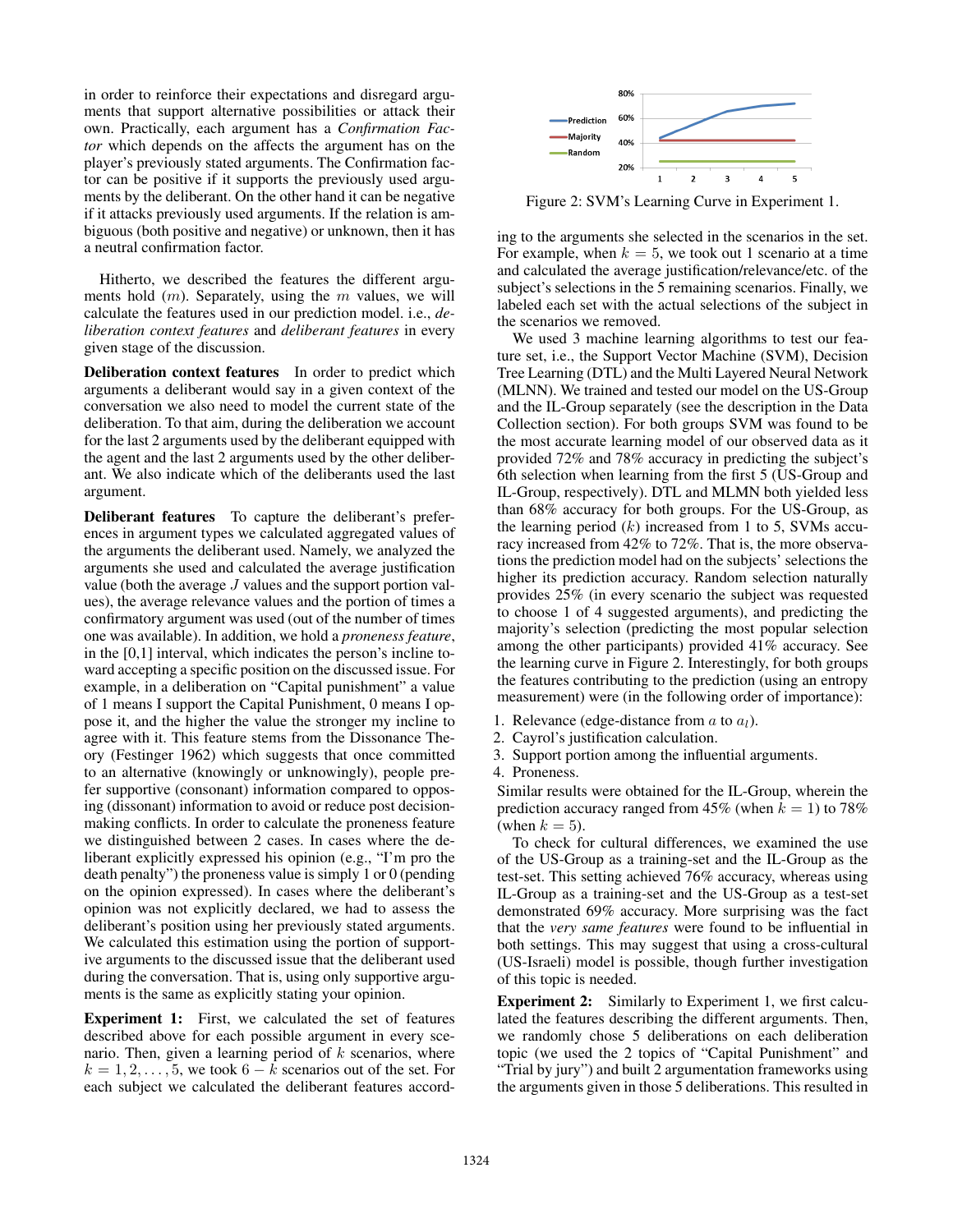in order to reinforce their expectations and disregard arguments that support alternative possibilities or attack their own. Practically, each argument has a *Confirmation Factor* which depends on the affects the argument has on the player's previously stated arguments. The Confirmation factor can be positive if it supports the previously used arguments by the deliberant. On the other hand it can be negative if it attacks previously used arguments. If the relation is ambiguous (both positive and negative) or unknown, then it has a neutral confirmation factor.

Hitherto, we described the features the different arguments hold ($m$). Separately, using the $m$ values, we will calculate the features used in our prediction model. i.e., *deliberation context features* and *deliberant features* in every given stage of the discussion.

**Deliberation context features** In order to predict which arguments a deliberant would say in a given context of the conversation we also need to model the current state of the deliberation. To that aim, during the deliberation we account for the last 2 arguments used by the deliberant equipped with the agent and the last 2 arguments used by the other deliberant. We also indicate which of the deliberants used the last argument.

**Deliberant features** To capture the deliberant's preferences in argument types we calculated aggregated values of the arguments the deliberant used. Namely, we analyzed the arguments she used and calculated the average justification value (both the average $J$ values and the support portion values), the average relevance values and the portion of times a confirmatory argument was used (out of the number of times one was available). In addition, we hold a *proneness feature*, in the [0,1] interval, which indicates the person's incline toward accepting a specific position on the discussed issue. For example, in a deliberation on "Capital punishment" a value of 1 means I support the Capital Punishment, 0 means I oppose it, and the higher the value the stronger my incline to agree with it. This feature stems from the Dissonance Theory (Festinger 1962) which suggests that once committed to an alternative (knowingly or unknowingly), people prefer supportive (consonant) information compared to opposing (dissonant) information to avoid or reduce post decision-making conflicts. In order to calculate the proneness feature we distinguished between 2 cases. In cases where the deliberant explicitly expressed his opinion (e.g., "I'm pro the death penalty") the proneness value is simply 1 or 0 (pending on the opinion expressed). In cases where the deliberant's opinion was not explicitly declared, we had to assess the deliberant's position using her previously stated arguments. We calculated this estimation using the portion of supportive arguments to the discussed issue that the deliberant used during the conversation. That is, using only supportive arguments is the same as explicitly stating your opinion.

**Experiment 1:** First, we calculated the set of features described above for each possible argument in every scenario. Then, given a learning period of $k$ scenarios, where $k = 1, 2, \ldots, 5$, we took $6 - k$ scenarios out of the set. For each subject we calculated the deliberant features according to the arguments she selected in the scenarios in the set. For example, when $k = 5$, we took out 1 scenario at a time and calculated the average justification/relevance/etc. of the subject's selections in the 5 remaining scenarios. Finally, we labeled each set with the actual selections of the subject in the scenarios we removed.

Figure 2: SVM's Learning Curve in Experiment 1.

We used 3 machine learning algorithms to test our feature set, i.e., the Support Vector Machine (SVM), Decision Tree Learning (DTL) and the Multi Layered Neural Network (MLNN). We trained and tested our model on the US-Group and the IL-Group separately (see the description in the Data Collection section). For both groups SVM was found to be the most accurate learning model of our observed data as it provided 72% and 78% accuracy in predicting the subject's 6th selection when learning from the first 5 (US-Group and IL-Group, respectively). DTL and MLMN both yielded less than 68% accuracy for both groups. For the US-Group, as the learning period ($k$) increased from 1 to 5, SVMs accuracy increased from 42% to 72%. That is, the more observations the prediction model had on the subjects' selections the higher its prediction accuracy. Random selection naturally provides 25% (in every scenario the subject was requested to choose 1 of 4 suggested arguments), and predicting the majority's selection (predicting the most popular selection among the other participants) provided 41% accuracy. See the learning curve in Figure 2. Interestingly, for both groups the features contributing to the prediction (using an entropy measurement) were (in the following order of importance):

1. Relevance (edge-distance from $a$ to $a_l$).
2. Cayrol's justification calculation.
3. Support portion among the influential arguments.
4. Proneness.

Similar results were obtained for the IL-Group, wherein the prediction accuracy ranged from 45% (when $k = 1$) to 78% (when $k = 5$).

To check for cultural differences, we examined the use of the US-Group as a training-set and the IL-Group as the test-set. This setting achieved 76% accuracy, whereas using IL-Group as a training-set and the US-Group as a test-set demonstrated 69% accuracy. More surprising was the fact that the *very same features* were found to be influential in both settings. This may suggest that using a cross-cultural (US-Israeli) model is possible, though further investigation of this topic is needed.

**Experiment 2:** Similarly to Experiment 1, we first calculated the features describing the different arguments. Then, we randomly chose 5 deliberations on each deliberation topic (we used the 2 topics of "Capital Punishment" and "Trial by jury") and built 2 argumentation frameworks using the arguments given in those 5 deliberations. This resulted in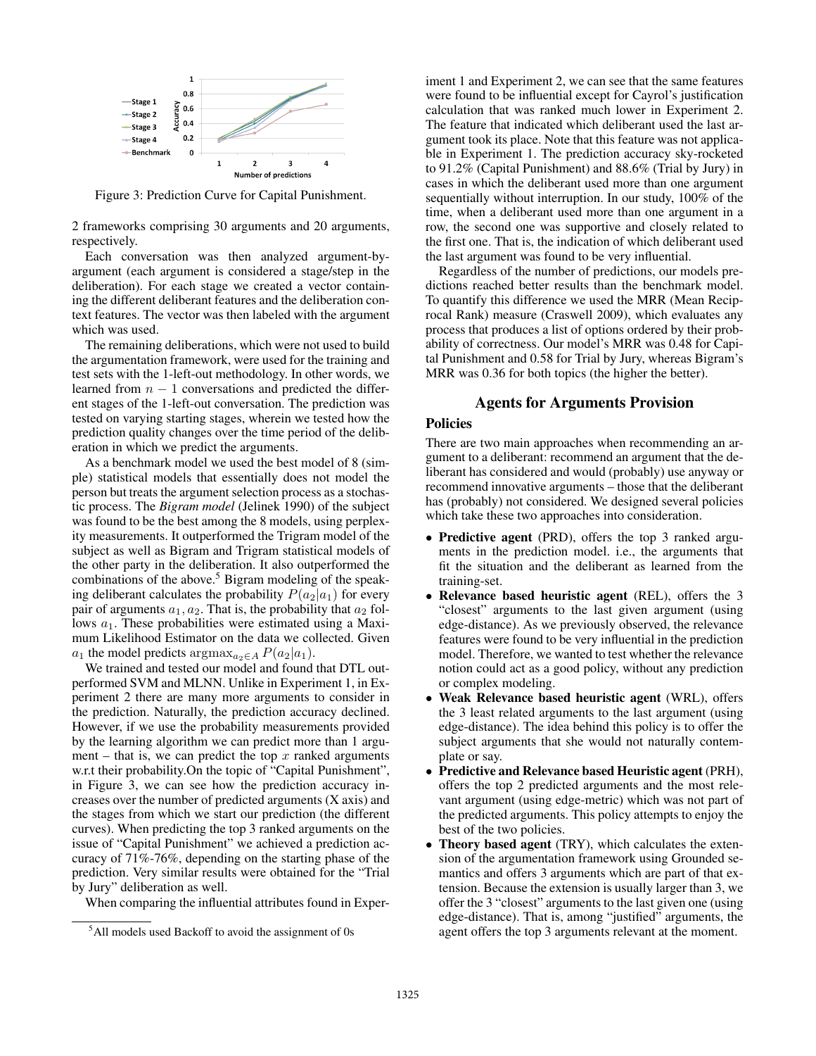Figure 3: Prediction Curve for Capital Punishment.

2 frameworks comprising 30 arguments and 20 arguments, respectively.

Each conversation was then analyzed argument-by-argument (each argument is considered a stage/step in the deliberation). For each stage we created a vector containing the different deliberant features and the deliberation context features. The vector was then labeled with the argument which was used.

The remaining deliberations, which were not used to build the argumentation framework, were used for the training and test sets with the 1-left-out methodology. In other words, we learned from $n - 1$ conversations and predicted the different stages of the 1-left-out conversation. The prediction was tested on varying starting stages, wherein we tested how the prediction quality changes over the time period of the deliberation in which we predict the arguments.

As a benchmark model we used the best model of 8 (simple) statistical models that essentially does not model the person but treats the argument selection process as a stochastic process. The *Bigram model* (Jelinek 1990) of the subject was found to be the best among the 8 models, using perplexity measurements. It outperformed the Trigram model of the subject as well as Bigram and Trigram statistical models of the other party in the deliberation. It also outperformed the combinations of the above.[5] Bigram modeling of the speaking deliberant calculates the probability $P(a_2|a_1)$ for every pair of arguments $a_1, a_2$. That is, the probability that $a_2$ follows $a_1$. These probabilities were estimated using a Maximum Likelihood Estimator on the data we collected. Given $a_1$ the model predicts $\text{argmax}_{a_2 \in A} P(a_2|a_1)$.

We trained and tested our model and found that DTL outperformed SVM and MLNN. Unlike in Experiment 1, in Experiment 2 there are many more arguments to consider in the prediction. Naturally, the prediction accuracy declined. However, if we use the probability measurements provided by the learning algorithm we can predict more than 1 argument – that is, we can predict the top $x$ ranked arguments w.r.t their probability.On the topic of "Capital Punishment", in Figure 3, we can see how the prediction accuracy increases over the number of predicted arguments (X axis) and the stages from which we start our prediction (the different curves). When predicting the top 3 ranked arguments on the issue of "Capital Punishment" we achieved a prediction accuracy of 71%-76%, depending on the starting phase of the prediction. Very similar results were obtained for the "Trial by Jury" deliberation as well.

When comparing the influential attributes found in Experiment 1 and Experiment 2, we can see that the same features were found to be influential except for Cayrol's justification calculation that was ranked much lower in Experiment 2. The feature that indicated which deliberant used the last argument took its place. Note that this feature was not applicable in Experiment 1. The prediction accuracy sky-rocketed to 91.2% (Capital Punishment) and 88.6% (Trial by Jury) in cases in which the deliberant used more than one argument sequentially without interruption. In our study, 100% of the time, when a deliberant used more than one argument in a row, the second one was supportive and closely related to the first one. That is, the indication of which deliberant used the last argument was found to be very influential.

Regardless of the number of predictions, our models predictions reached better results than the benchmark model. To quantify this difference we used the MRR (Mean Reciprocal Rank) measure (Craswell 2009), which evaluates any process that produces a list of options ordered by their probability of correctness. Our model's MRR was 0.48 for Capital Punishment and 0.58 for Trial by Jury, whereas Bigram's MRR was 0.36 for both topics (the higher the better).

## Agents for Arguments Provision

### Policies

There are two main approaches when recommending an argument to a deliberant: recommend an argument that the deliberant has considered and would (probably) use anyway or recommend innovative arguments – those that the deliberant has (probably) not considered. We designed several policies which take these two approaches into consideration.

- **Predictive agent** (PRD), offers the top 3 ranked arguments in the prediction model. i.e., the arguments that fit the situation and the deliberant as learned from the training-set.
- **Relevance based heuristic agent** (REL), offers the 3 "closest" arguments to the last given argument (using edge-distance). As we previously observed, the relevance features were found to be very influential in the prediction model. Therefore, we wanted to test whether the relevance notion could act as a good policy, without any prediction or complex modeling.
- **Weak Relevance based heuristic agent** (WRL), offers the 3 least related arguments to the last argument (using edge-distance). The idea behind this policy is to offer the subject arguments that she would not naturally contemplate or say.
- **Predictive and Relevance based Heuristic agent** (PRH), offers the top 2 predicted arguments and the most relevant argument (using edge-metric) which was not part of the predicted arguments. This policy attempts to enjoy the best of the two policies.
- **Theory based agent** (TRY), which calculates the extension of the argumentation framework using Grounded semantics and offers 3 arguments which are part of that extension. Because the extension is usually larger than 3, we offer the 3 "closest" arguments to the last given one (using edge-distance). That is, among "justified" arguments, the agent offers the top 3 arguments relevant at the moment.

[5] All models used Backoff to avoid the assignment of 0s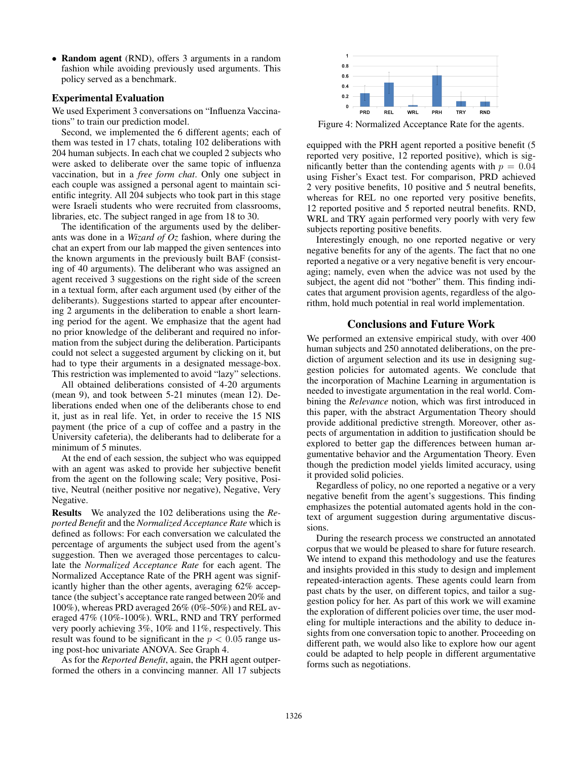- **Random agent** (RND), offers 3 arguments in a random fashion while avoiding previously used arguments. This policy served as a benchmark.

## Experimental Evaluation

We used Experiment 3 conversations on "Influenza Vaccinations" to train our prediction model.

Second, we implemented the 6 different agents; each of them was tested in 17 chats, totaling 102 deliberations with 204 human subjects. In each chat we coupled 2 subjects who were asked to deliberate over the same topic of influenza vaccination, but in a *free form chat*. Only one subject in each couple was assigned a personal agent to maintain scientific integrity. All 204 subjects who took part in this stage were Israeli students who were recruited from classrooms, libraries, etc. The subject ranged in age from 18 to 30.

The identification of the arguments used by the deliberants was done in a *Wizard of Oz* fashion, where during the chat an expert from our lab mapped the given sentences into the known arguments in the previously built BAF (consisting of 40 arguments). The deliberant who was assigned an agent received 3 suggestions on the right side of the screen in a textual form, after each argument used (by either of the deliberants). Suggestions started to appear after encountering 2 arguments in the deliberation to enable a short learning period for the agent. We emphasize that the agent had no prior knowledge of the deliberant and required no information from the subject during the deliberation. Participants could not select a suggested argument by clicking on it, but had to type their arguments in a designated message-box. This restriction was implemented to avoid "lazy" selections.

All obtained deliberations consisted of 4-20 arguments (mean 9), and took between 5-21 minutes (mean 12). Deliberations ended when one of the deliberants chose to end it, just as in real life. Yet, in order to receive the 15 NIS payment (the price of a cup of coffee and a pastry in the University cafeteria), the deliberants had to deliberate for a minimum of 5 minutes.

At the end of each session, the subject who was equipped with an agent was asked to provide her subjective benefit from the agent on the following scale; Very positive, Positive, Neutral (neither positive nor negative), Negative, Very Negative.

**Results** We analyzed the 102 deliberations using the *Reported Benefit* and the *Normalized Acceptance Rate* which is defined as follows: For each conversation we calculated the percentage of arguments the subject used from the agent's suggestion. Then we averaged those percentages to calculate the *Normalized Acceptance Rate* for each agent. The Normalized Acceptance Rate of the PRH agent was significantly higher than the other agents, averaging 62% acceptance (the subject's acceptance rate ranged between 20% and 100%), whereas PRD averaged 26% (0%-50%) and REL averaged 47% (10%-100%). WRL, RND and TRY performed very poorly achieving 3%, 10% and 11%, respectively. This result was found to be significant in the $p < 0.05$ range using post-hoc univariate ANOVA. See Graph 4.

As for the *Reported Benefit*, again, the PRH agent outperformed the others in a convincing manner. All 17 subjects equipped with the PRH agent reported a positive benefit (5 reported very positive, 12 reported positive), which is significantly better than the contending agents with $p = 0.04$ using Fisher's Exact test. For comparison, PRD achieved 2 very positive benefits, 10 positive and 5 neutral benefits, whereas for REL no one reported very positive benefits, 12 reported positive and 5 reported neutral benefits. RND, WRL and TRY again performed very poorly with very few subjects reporting positive benefits.

Figure 4: Normalized Acceptance Rate for the agents.

Interestingly enough, no one reported negative or very negative benefits for any of the agents. The fact that no one reported a negative or a very negative benefit is very encouraging; namely, even when the advice was not used by the subject, the agent did not "bother" them. This finding indicates that argument provision agents, regardless of the algorithm, hold much potential in real world implementation.

## Conclusions and Future Work

We performed an extensive empirical study, with over 400 human subjects and 250 annotated deliberations, on the prediction of argument selection and its use in designing suggestion policies for automated agents. We conclude that the incorporation of Machine Learning in argumentation is needed to investigate argumentation in the real world. Combining the *Relevance* notion, which was first introduced in this paper, with the abstract Argumentation Theory should provide additional predictive strength. Moreover, other aspects of argumentation in addition to justification should be explored to better gap the differences between human argumentative behavior and the Argumentation Theory. Even though the prediction model yields limited accuracy, using it provided solid policies.

Regardless of policy, no one reported a negative or a very negative benefit from the agent's suggestions. This finding emphasizes the potential automated agents hold in the context of argument suggestion during argumentative discussions.

During the research process we constructed an annotated corpus that we would be pleased to share for future research. We intend to expand this methodology and use the features and insights provided in this study to design and implement repeated-interaction agents. These agents could learn from past chats by the user, on different topics, and tailor a suggestion policy for her. As part of this work we will examine the exploration of different policies over time, the user modeling for multiple interactions and the ability to deduce insights from one conversation topic to another. Proceeding on different path, we would also like to explore how our agent could be adapted to help people in different argumentative forms such as negotiations.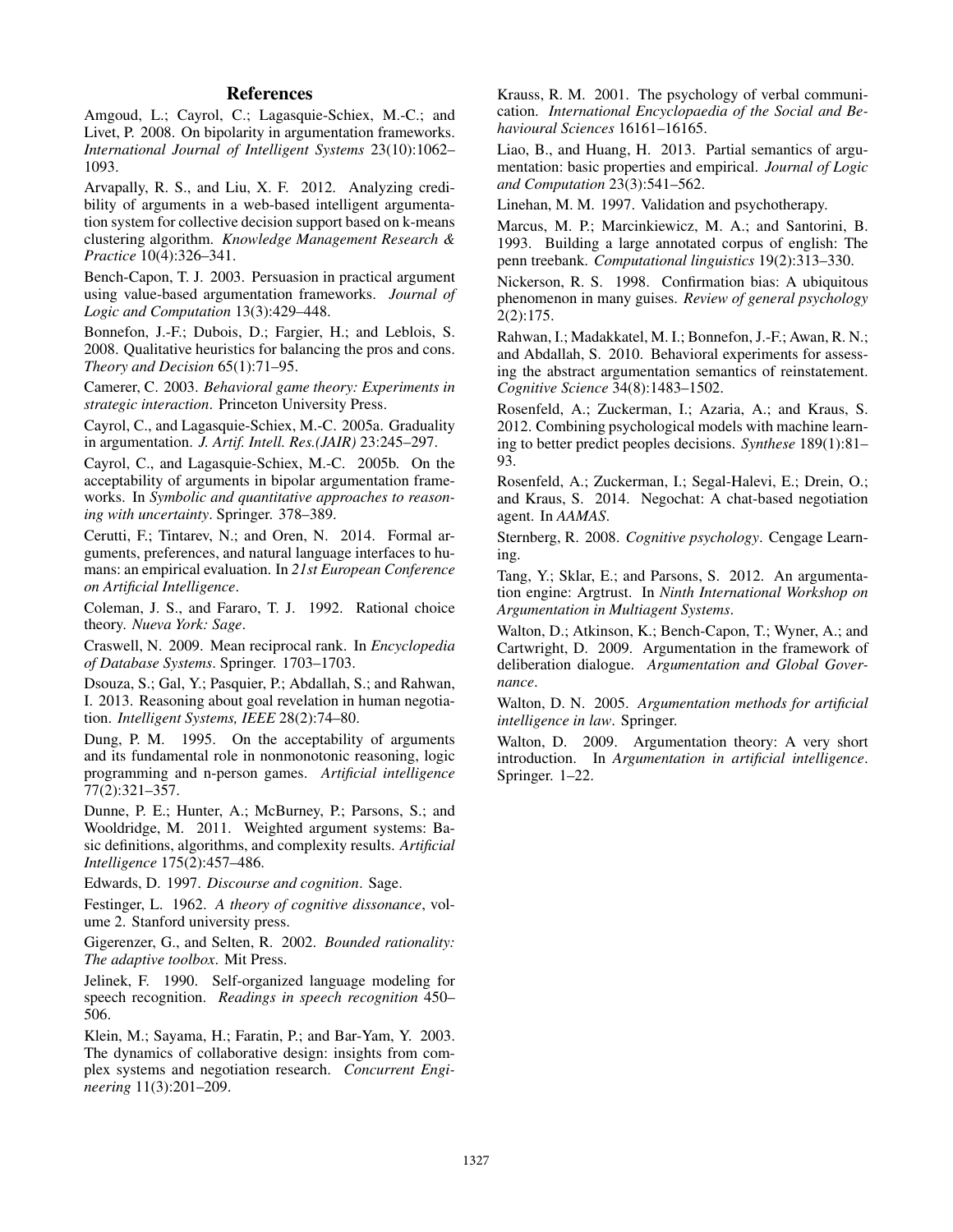## References

Amgoud, L.; Cayrol, C.; Lagasquie-Schiex, M.-C.; and Livet, P. 2008. On bipolarity in argumentation frameworks. *International Journal of Intelligent Systems* 23(10):1062–1093.

Arvapally, R. S., and Liu, X. F. 2012. Analyzing credibility of arguments in a web-based intelligent argumentation system for collective decision support based on k-means clustering algorithm. *Knowledge Management Research & Practice* 10(4):326–341.

Bench-Capon, T. J. 2003. Persuasion in practical argument using value-based argumentation frameworks. *Journal of Logic and Computation* 13(3):429–448.

Bonnefon, J.-F.; Dubois, D.; Fargier, H.; and Leblois, S. 2008. Qualitative heuristics for balancing the pros and cons. *Theory and Decision* 65(1):71–95.

Camerer, C. 2003. *Behavioral game theory: Experiments in strategic interaction*. Princeton University Press.

Cayrol, C., and Lagasquie-Schiex, M.-C. 2005a. Graduality in argumentation. *J. Artif. Intell. Res.(JAIR)* 23:245–297.

Cayrol, C., and Lagasquie-Schiex, M.-C. 2005b. On the acceptability of arguments in bipolar argumentation frameworks. In *Symbolic and quantitative approaches to reasoning with uncertainty*. Springer. 378–389.

Cerutti, F.; Tintarev, N.; and Oren, N. 2014. Formal arguments, preferences, and natural language interfaces to humans: an empirical evaluation. In *21st European Conference on Artificial Intelligence*.

Coleman, J. S., and Fararo, T. J. 1992. Rational choice theory. *Nueva York: Sage*.

Craswell, N. 2009. Mean reciprocal rank. In *Encyclopedia of Database Systems*. Springer. 1703–1703.

Dsouza, S.; Gal, Y.; Pasquier, P.; Abdallah, S.; and Rahwan, I. 2013. Reasoning about goal revelation in human negotiation. *Intelligent Systems, IEEE* 28(2):74–80.

Dung, P. M. 1995. On the acceptability of arguments and its fundamental role in nonmonotonic reasoning, logic programming and n-person games. *Artificial intelligence* 77(2):321–357.

Dunne, P. E.; Hunter, A.; McBurney, P.; Parsons, S.; and Wooldridge, M. 2011. Weighted argument systems: Basic definitions, algorithms, and complexity results. *Artificial Intelligence* 175(2):457–486.

Edwards, D. 1997. *Discourse and cognition*. Sage.

Festinger, L. 1962. *A theory of cognitive dissonance*, volume 2. Stanford university press.

Gigerenzer, G., and Selten, R. 2002. *Bounded rationality: The adaptive toolbox*. Mit Press.

Jelinek, F. 1990. Self-organized language modeling for speech recognition. *Readings in speech recognition* 450–506.

Klein, M.; Sayama, H.; Faratin, P.; and Bar-Yam, Y. 2003. The dynamics of collaborative design: insights from complex systems and negotiation research. *Concurrent Engineering* 11(3):201–209.

Krauss, R. M. 2001. The psychology of verbal communication. *International Encyclopaedia of the Social and Behavioural Sciences* 16161–16165.

Liao, B., and Huang, H. 2013. Partial semantics of argumentation: basic properties and empirical. *Journal of Logic and Computation* 23(3):541–562.

Linehan, M. M. 1997. Validation and psychotherapy.

Marcus, M. P.; Marcinkiewicz, M. A.; and Santorini, B. 1993. Building a large annotated corpus of english: The penn treebank. *Computational linguistics* 19(2):313–330.

Nickerson, R. S. 1998. Confirmation bias: A ubiquitous phenomenon in many guises. *Review of general psychology* 2(2):175.

Rahwan, I.; Madakkatel, M. I.; Bonnefon, J.-F.; Awan, R. N.; and Abdallah, S. 2010. Behavioral experiments for assessing the abstract argumentation semantics of reinstatement. *Cognitive Science* 34(8):1483–1502.

Rosenfeld, A.; Zuckerman, I.; Azaria, A.; and Kraus, S. 2012. Combining psychological models with machine learning to better predict peoples decisions. *Synthese* 189(1):81–93.

Rosenfeld, A.; Zuckerman, I.; Segal-Halevi, E.; Drein, O.; and Kraus, S. 2014. Negochat: A chat-based negotiation agent. In *AAMAS*.

Sternberg, R. 2008. *Cognitive psychology*. Cengage Learning.

Tang, Y.; Sklar, E.; and Parsons, S. 2012. An argumentation engine: Argtrust. In *Ninth International Workshop on Argumentation in Multiagent Systems*.

Walton, D.; Atkinson, K.; Bench-Capon, T.; Wyner, A.; and Cartwright, D. 2009. Argumentation in the framework of deliberation dialogue. *Argumentation and Global Governance*.

Walton, D. N. 2005. *Argumentation methods for artificial intelligence in law*. Springer.

Walton, D. 2009. Argumentation theory: A very short introduction. In *Argumentation in artificial intelligence*. Springer. 1–22.